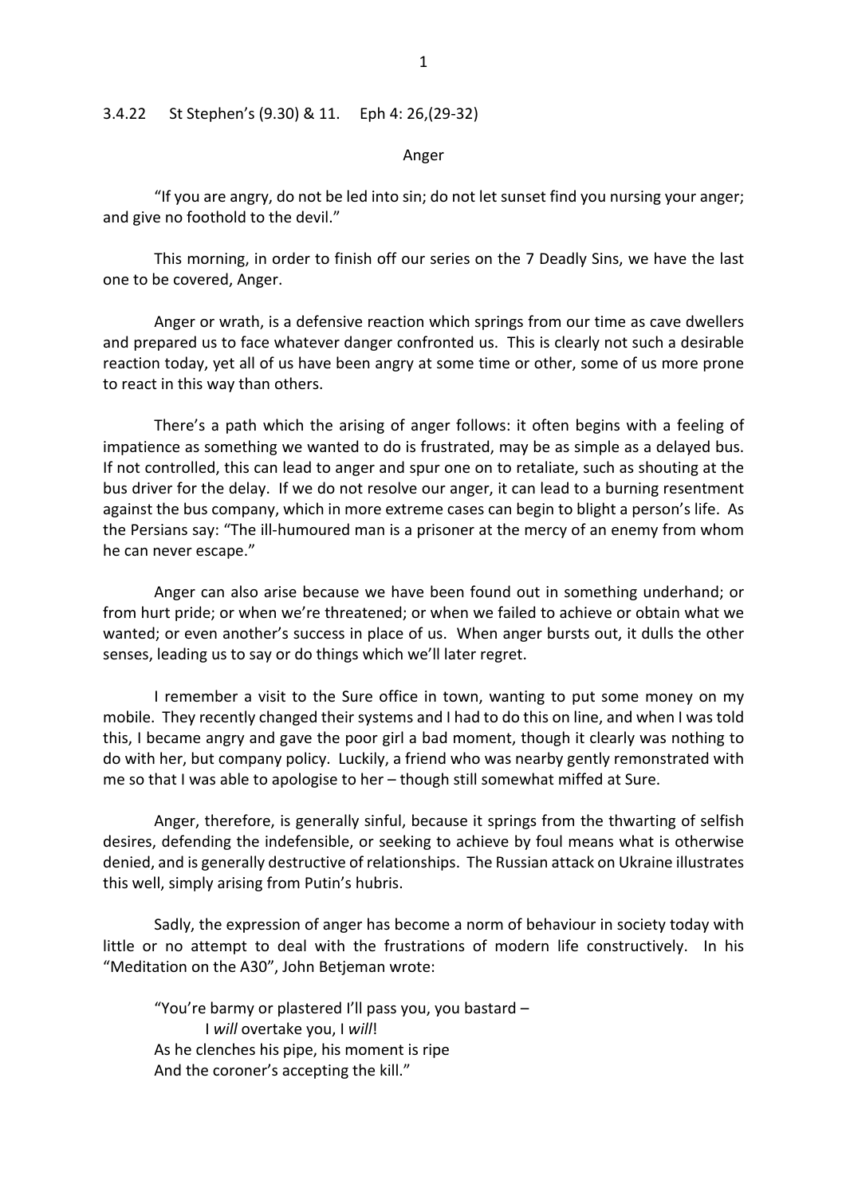3.4.22 St Stephen's (9.30) & 11. Eph 4: 26,(29-32)

## Anger

"If you are angry, do not be led into sin; do not let sunset find you nursing your anger; and give no foothold to the devil."

This morning, in order to finish off our series on the 7 Deadly Sins, we have the last one to be covered, Anger.

Anger or wrath, is a defensive reaction which springs from our time as cave dwellers and prepared us to face whatever danger confronted us. This is clearly not such a desirable reaction today, yet all of us have been angry at some time or other, some of us more prone to react in this way than others.

There's a path which the arising of anger follows: it often begins with a feeling of impatience as something we wanted to do is frustrated, may be as simple as a delayed bus. If not controlled, this can lead to anger and spur one on to retaliate, such as shouting at the bus driver for the delay. If we do not resolve our anger, it can lead to a burning resentment against the bus company, which in more extreme cases can begin to blight a person's life. As the Persians say: "The ill-humoured man is a prisoner at the mercy of an enemy from whom he can never escape."

Anger can also arise because we have been found out in something underhand; or from hurt pride; or when we're threatened; or when we failed to achieve or obtain what we wanted; or even another's success in place of us. When anger bursts out, it dulls the other senses, leading us to say or do things which we'll later regret.

I remember a visit to the Sure office in town, wanting to put some money on my mobile. They recently changed their systems and I had to do this on line, and when I was told this, I became angry and gave the poor girl a bad moment, though it clearly was nothing to do with her, but company policy. Luckily, a friend who was nearby gently remonstrated with me so that I was able to apologise to her – though still somewhat miffed at Sure.

Anger, therefore, is generally sinful, because it springs from the thwarting of selfish desires, defending the indefensible, or seeking to achieve by foul means what is otherwise denied, and is generally destructive of relationships. The Russian attack on Ukraine illustrates this well, simply arising from Putin's hubris.

Sadly, the expression of anger has become a norm of behaviour in society today with little or no attempt to deal with the frustrations of modern life constructively. In his "Meditation on the A30", John Betjeman wrote:

> "You're barmy or plastered I'll pass you, you bastard –
> I *will* overtake you, I *will*!
> As he clenches his pipe, his moment is ripe
> And the coroner's accepting the kill."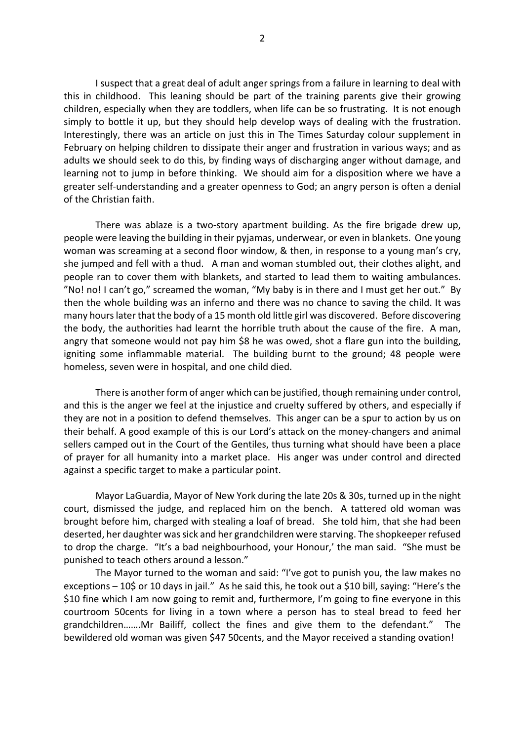I suspect that a great deal of adult anger springs from a failure in learning to deal with this in childhood. This leaning should be part of the training parents give their growing children, especially when they are toddlers, when life can be so frustrating. It is not enough simply to bottle it up, but they should help develop ways of dealing with the frustration. Interestingly, there was an article on just this in The Times Saturday colour supplement in February on helping children to dissipate their anger and frustration in various ways; and as adults we should seek to do this, by finding ways of discharging anger without damage, and learning not to jump in before thinking. We should aim for a disposition where we have a greater self-understanding and a greater openness to God; an angry person is often a denial of the Christian faith.

There was ablaze is a two-story apartment building. As the fire brigade drew up, people were leaving the building in their pyjamas, underwear, or even in blankets. One young woman was screaming at a second floor window, & then, in response to a young man's cry, she jumped and fell with a thud. A man and woman stumbled out, their clothes alight, and people ran to cover them with blankets, and started to lead them to waiting ambulances. "No! no! I can't go," screamed the woman, "My baby is in there and I must get her out." By then the whole building was an inferno and there was no chance to saving the child. It was many hours later that the body of a 15 month old little girl was discovered. Before discovering the body, the authorities had learnt the horrible truth about the cause of the fire. A man, angry that someone would not pay him $8 he was owed, shot a flare gun into the building, igniting some inflammable material. The building burnt to the ground; 48 people were homeless, seven were in hospital, and one child died.

There is another form of anger which can be justified, though remaining under control, and this is the anger we feel at the injustice and cruelty suffered by others, and especially if they are not in a position to defend themselves. This anger can be a spur to action by us on their behalf. A good example of this is our Lord's attack on the money-changers and animal sellers camped out in the Court of the Gentiles, thus turning what should have been a place of prayer for all humanity into a market place. His anger was under control and directed against a specific target to make a particular point.

Mayor LaGuardia, Mayor of New York during the late 20s & 30s, turned up in the night court, dismissed the judge, and replaced him on the bench. A tattered old woman was brought before him, charged with stealing a loaf of bread. She told him, that she had been deserted, her daughter was sick and her grandchildren were starving. The shopkeeper refused to drop the charge. "It's a bad neighbourhood, your Honour,' the man said. "She must be punished to teach others around a lesson."

The Mayor turned to the woman and said: "I've got to punish you, the law makes no exceptions – 10$ or 10 days in jail." As he said this, he took out a $10 bill, saying: "Here's the $10 fine which I am now going to remit and, furthermore, I'm going to fine everyone in this courtroom 50cents for living in a town where a person has to steal bread to feed her grandchildren…….Mr Bailiff, collect the fines and give them to the defendant." The bewildered old woman was given $47 50cents, and the Mayor received a standing ovation!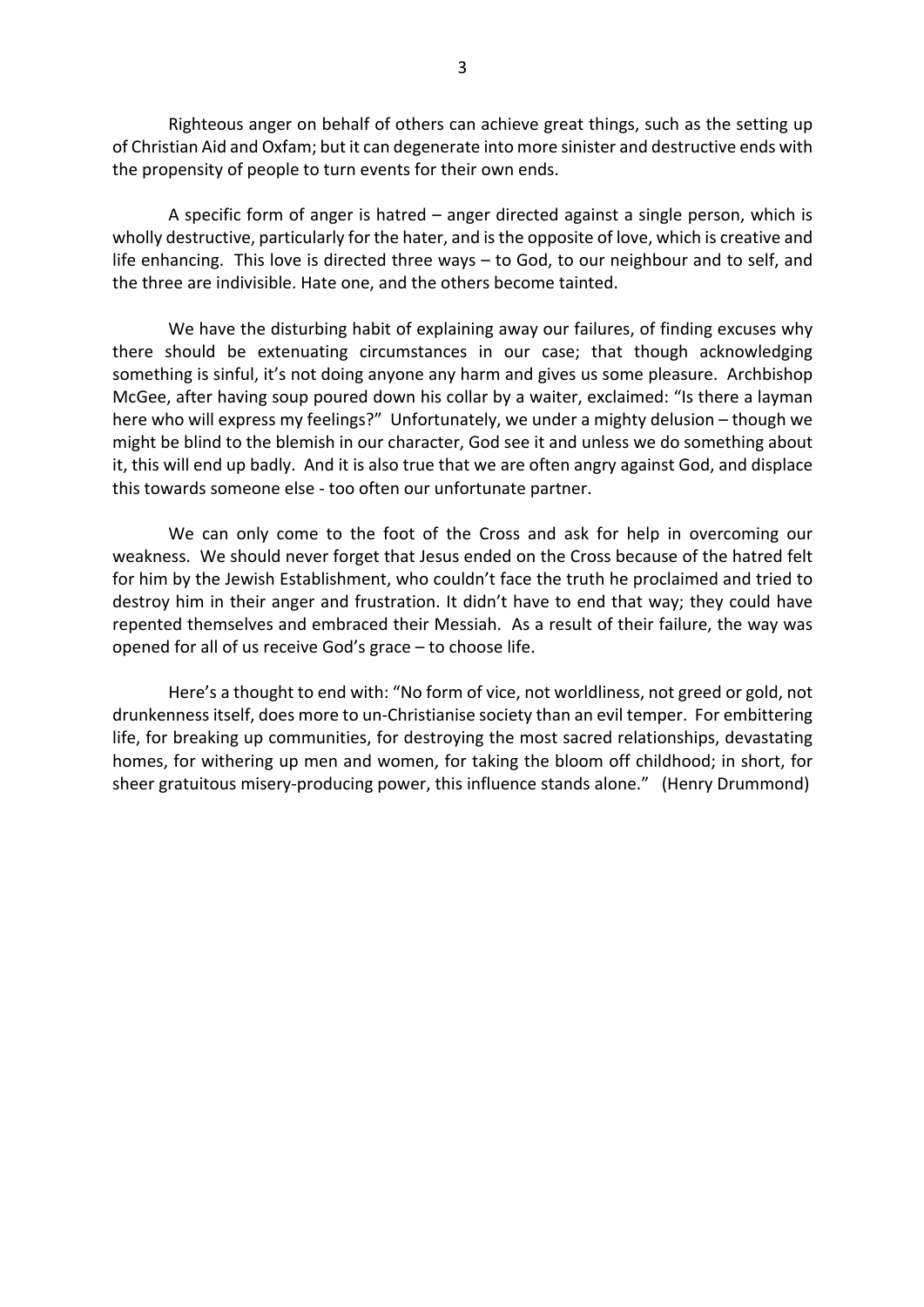Righteous anger on behalf of others can achieve great things, such as the setting up of Christian Aid and Oxfam; but it can degenerate into more sinister and destructive ends with the propensity of people to turn events for their own ends.

A specific form of anger is hatred – anger directed against a single person, which is wholly destructive, particularly for the hater, and is the opposite of love, which is creative and life enhancing. This love is directed three ways – to God, to our neighbour and to self, and the three are indivisible. Hate one, and the others become tainted.

We have the disturbing habit of explaining away our failures, of finding excuses why there should be extenuating circumstances in our case; that though acknowledging something is sinful, it's not doing anyone any harm and gives us some pleasure. Archbishop McGee, after having soup poured down his collar by a waiter, exclaimed: "Is there a layman here who will express my feelings?" Unfortunately, we under a mighty delusion – though we might be blind to the blemish in our character, God see it and unless we do something about it, this will end up badly. And it is also true that we are often angry against God, and displace this towards someone else - too often our unfortunate partner.

We can only come to the foot of the Cross and ask for help in overcoming our weakness. We should never forget that Jesus ended on the Cross because of the hatred felt for him by the Jewish Establishment, who couldn't face the truth he proclaimed and tried to destroy him in their anger and frustration. It didn't have to end that way; they could have repented themselves and embraced their Messiah. As a result of their failure, the way was opened for all of us receive God's grace – to choose life.

Here's a thought to end with: "No form of vice, not worldliness, not greed or gold, not drunkenness itself, does more to un-Christianise society than an evil temper. For embittering life, for breaking up communities, for destroying the most sacred relationships, devastating homes, for withering up men and women, for taking the bloom off childhood; in short, for sheer gratuitous misery-producing power, this influence stands alone." (Henry Drummond)